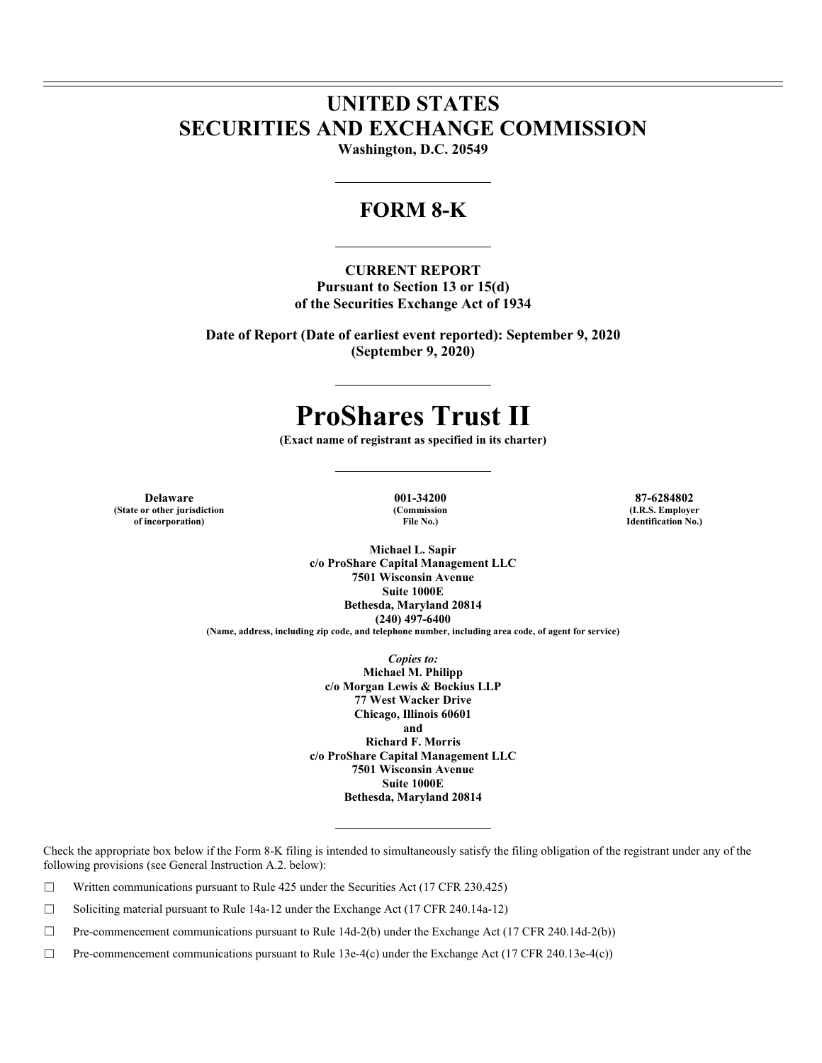# UNITED STATES
# SECURITIES AND EXCHANGE COMMISSION

**Washington, D.C. 20549**

## FORM 8-K

**CURRENT REPORT**
**Pursuant to Section 13 or 15(d)**
**of the Securities Exchange Act of 1934**

**Date of Report (Date of earliest event reported): September 9, 2020**
**(September 9, 2020)**

# ProShares Trust II

**(Exact name of registrant as specified in its charter)**

| Delaware | 001-34200 | 87-6284802 |
|---|---|---|
| (State or other jurisdiction of incorporation) | (Commission File No.) | (I.R.S. Employer Identification No.) |

**Michael L. Sapir**
**c/o ProShare Capital Management LLC**
**7501 Wisconsin Avenue**
**Suite 1000E**
**Bethesda, Maryland 20814**
**(240) 497-6400**
**(Name, address, including zip code, and telephone number, including area code, of agent for service)**

*Copies to:*
**Michael M. Philipp**
**c/o Morgan Lewis & Bockius LLP**
**77 West Wacker Drive**
**Chicago, Illinois 60601**
**and**
**Richard F. Morris**
**c/o ProShare Capital Management LLC**
**7501 Wisconsin Avenue**
**Suite 1000E**
**Bethesda, Maryland 20814**

Check the appropriate box below if the Form 8-K filing is intended to simultaneously satisfy the filing obligation of the registrant under any of the following provisions (see General Instruction A.2. below):

☐ Written communications pursuant to Rule 425 under the Securities Act (17 CFR 230.425)

☐ Soliciting material pursuant to Rule 14a-12 under the Exchange Act (17 CFR 240.14a-12)

☐ Pre-commencement communications pursuant to Rule 14d-2(b) under the Exchange Act (17 CFR 240.14d-2(b))

☐ Pre-commencement communications pursuant to Rule 13e-4(c) under the Exchange Act (17 CFR 240.13e-4(c))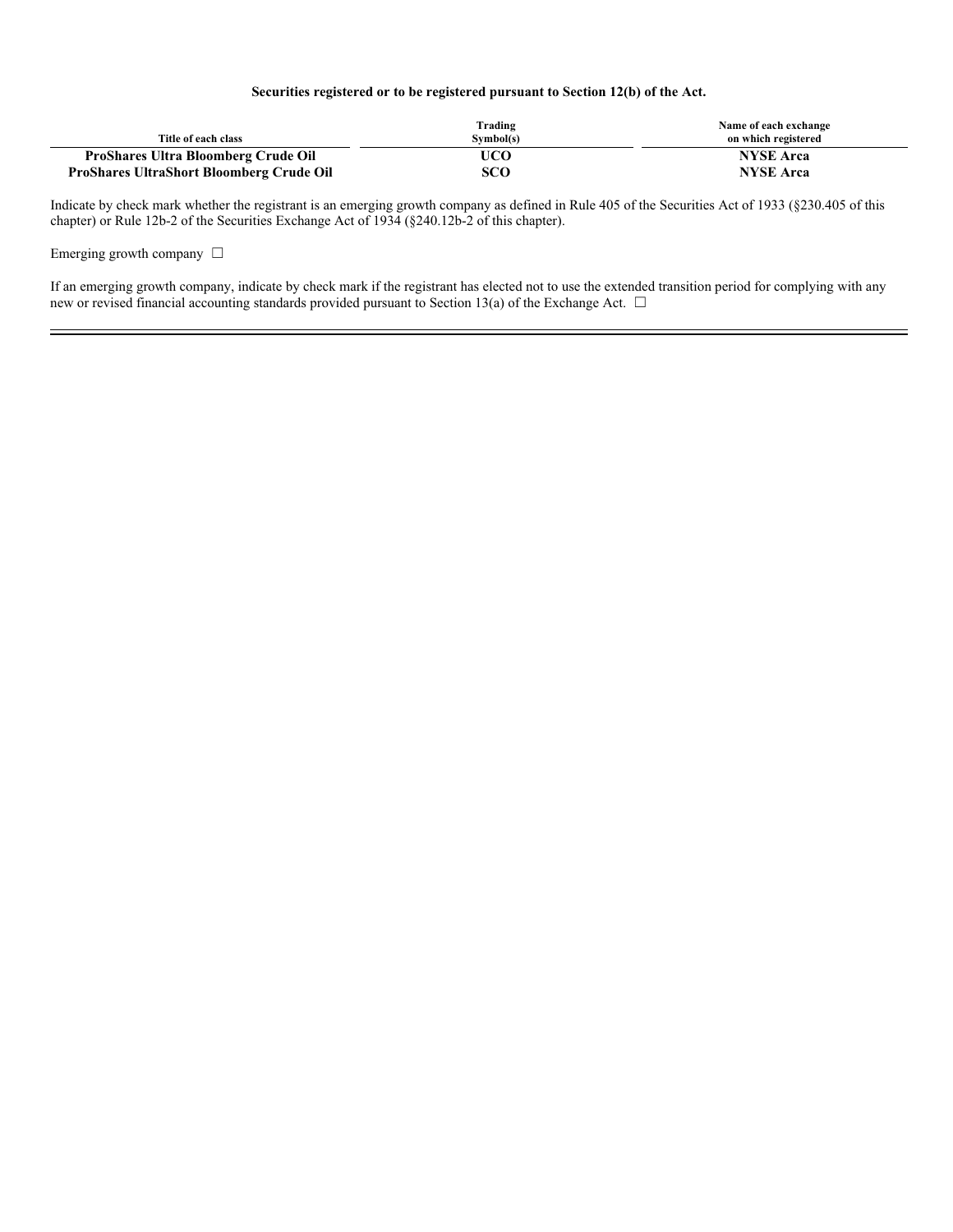**Securities registered or to be registered pursuant to Section 12(b) of the Act.**

| Title of each class | Trading Symbol(s) | Name of each exchange on which registered |
|---|---|---|
| **ProShares Ultra Bloomberg Crude Oil** | **UCO** | **NYSE Arca** |
| **ProShares UltraShort Bloomberg Crude Oil** | **SCO** | **NYSE Arca** |

Indicate by check mark whether the registrant is an emerging growth company as defined in Rule 405 of the Securities Act of 1933 (§230.405 of this chapter) or Rule 12b-2 of the Securities Exchange Act of 1934 (§240.12b-2 of this chapter).

Emerging growth company ☐

If an emerging growth company, indicate by check mark if the registrant has elected not to use the extended transition period for complying with any new or revised financial accounting standards provided pursuant to Section 13(a) of the Exchange Act. ☐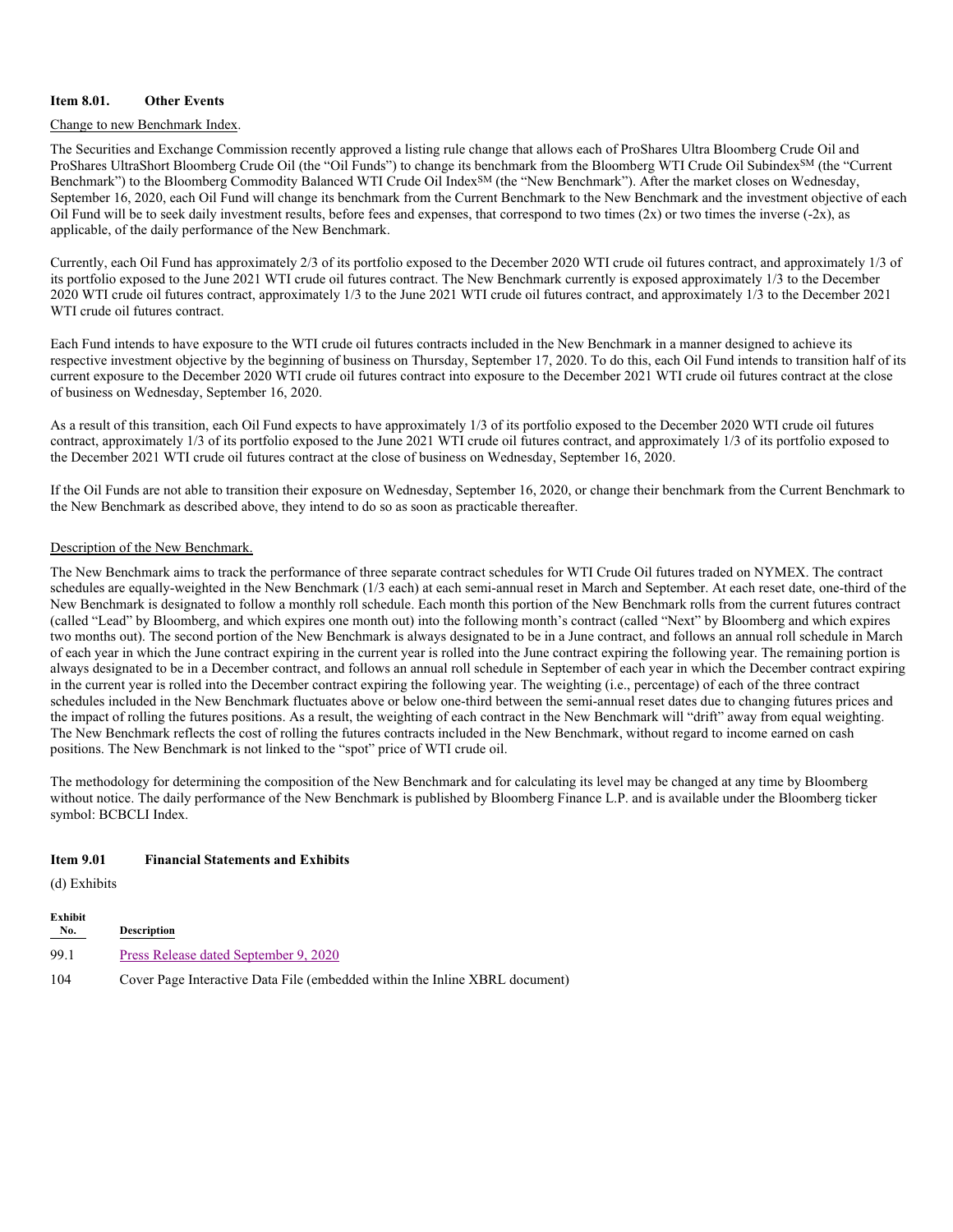**Item 8.01. Other Events**

Change to new Benchmark Index.

The Securities and Exchange Commission recently approved a listing rule change that allows each of ProShares Ultra Bloomberg Crude Oil and ProShares UltraShort Bloomberg Crude Oil (the "Oil Funds") to change its benchmark from the Bloomberg WTI Crude Oil Subindex[SM] (the "Current Benchmark") to the Bloomberg Commodity Balanced WTI Crude Oil Index[SM] (the "New Benchmark"). After the market closes on Wednesday, September 16, 2020, each Oil Fund will change its benchmark from the Current Benchmark to the New Benchmark and the investment objective of each Oil Fund will be to seek daily investment results, before fees and expenses, that correspond to two times (2x) or two times the inverse (-2x), as applicable, of the daily performance of the New Benchmark.

Currently, each Oil Fund has approximately 2/3 of its portfolio exposed to the December 2020 WTI crude oil futures contract, and approximately 1/3 of its portfolio exposed to the June 2021 WTI crude oil futures contract. The New Benchmark currently is exposed approximately 1/3 to the December 2020 WTI crude oil futures contract, approximately 1/3 to the June 2021 WTI crude oil futures contract, and approximately 1/3 to the December 2021 WTI crude oil futures contract.

Each Fund intends to have exposure to the WTI crude oil futures contracts included in the New Benchmark in a manner designed to achieve its respective investment objective by the beginning of business on Thursday, September 17, 2020. To do this, each Oil Fund intends to transition half of its current exposure to the December 2020 WTI crude oil futures contract into exposure to the December 2021 WTI crude oil futures contract at the close of business on Wednesday, September 16, 2020.

As a result of this transition, each Oil Fund expects to have approximately 1/3 of its portfolio exposed to the December 2020 WTI crude oil futures contract, approximately 1/3 of its portfolio exposed to the June 2021 WTI crude oil futures contract, and approximately 1/3 of its portfolio exposed to the December 2021 WTI crude oil futures contract at the close of business on Wednesday, September 16, 2020.

If the Oil Funds are not able to transition their exposure on Wednesday, September 16, 2020, or change their benchmark from the Current Benchmark to the New Benchmark as described above, they intend to do so as soon as practicable thereafter.

Description of the New Benchmark.

The New Benchmark aims to track the performance of three separate contract schedules for WTI Crude Oil futures traded on NYMEX. The contract schedules are equally-weighted in the New Benchmark (1/3 each) at each semi-annual reset in March and September. At each reset date, one-third of the New Benchmark is designated to follow a monthly roll schedule. Each month this portion of the New Benchmark rolls from the current futures contract (called "Lead" by Bloomberg, and which expires one month out) into the following month's contract (called "Next" by Bloomberg and which expires two months out). The second portion of the New Benchmark is always designated to be in a June contract, and follows an annual roll schedule in March of each year in which the June contract expiring in the current year is rolled into the June contract expiring the following year. The remaining portion is always designated to be in a December contract, and follows an annual roll schedule in September of each year in which the December contract expiring in the current year is rolled into the December contract expiring the following year. The weighting (i.e., percentage) of each of the three contract schedules included in the New Benchmark fluctuates above or below one-third between the semi-annual reset dates due to changing futures prices and the impact of rolling the futures positions. As a result, the weighting of each contract in the New Benchmark will "drift" away from equal weighting. The New Benchmark reflects the cost of rolling the futures contracts included in the New Benchmark, without regard to income earned on cash positions. The New Benchmark is not linked to the "spot" price of WTI crude oil.

The methodology for determining the composition of the New Benchmark and for calculating its level may be changed at any time by Bloomberg without notice. The daily performance of the New Benchmark is published by Bloomberg Finance L.P. and is available under the Bloomberg ticker symbol: BCBCLI Index.

**Item 9.01 Financial Statements and Exhibits**

(d) Exhibits

| Exhibit No. | Description |
|---|---|
| 99.1 | Press Release dated September 9, 2020 |
| 104 | Cover Page Interactive Data File (embedded within the Inline XBRL document) |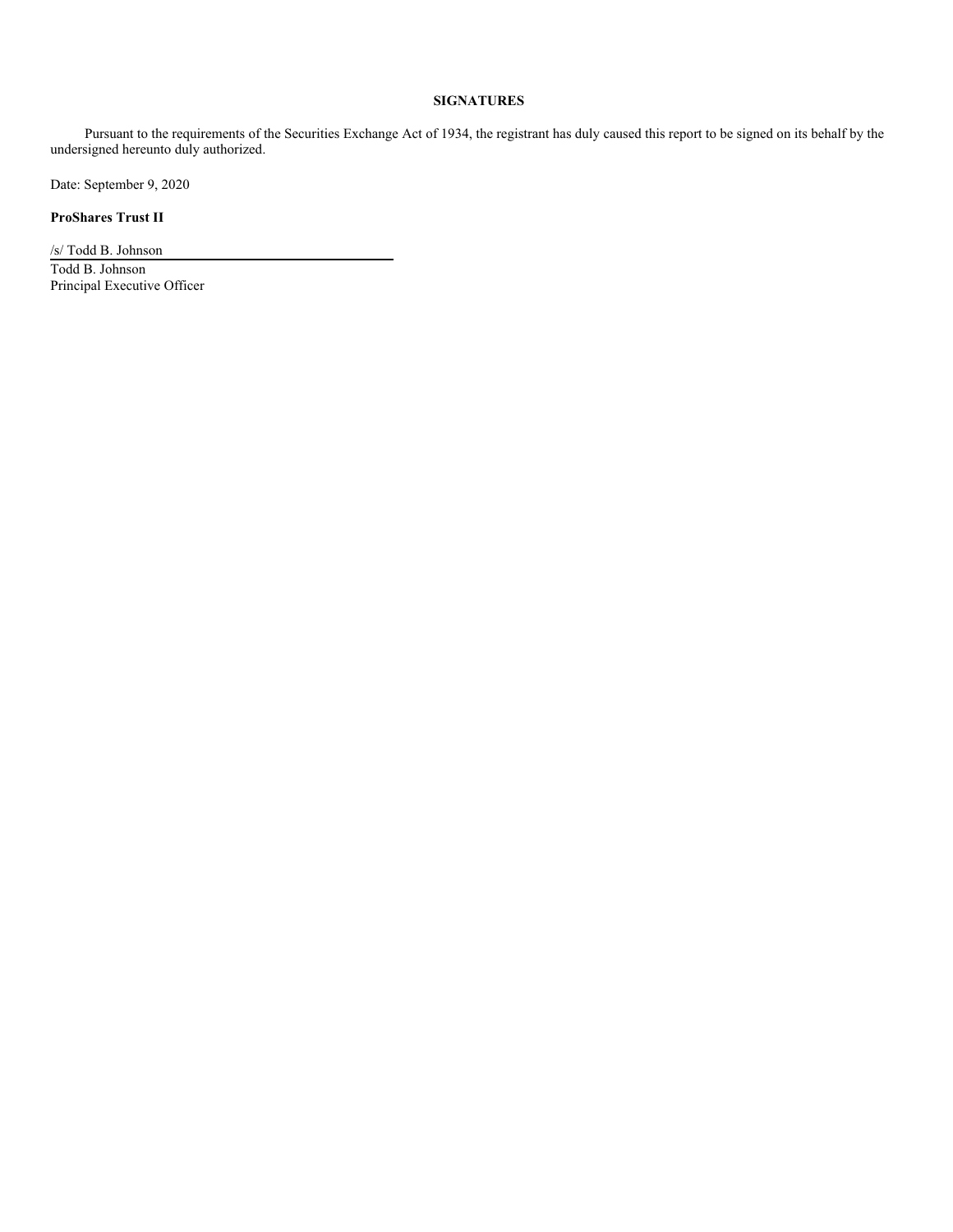## SIGNATURES

Pursuant to the requirements of the Securities Exchange Act of 1934, the registrant has duly caused this report to be signed on its behalf by the undersigned hereunto duly authorized.

Date: September 9, 2020

**ProShares Trust II**

/s/ Todd B. Johnson

Todd B. Johnson
Principal Executive Officer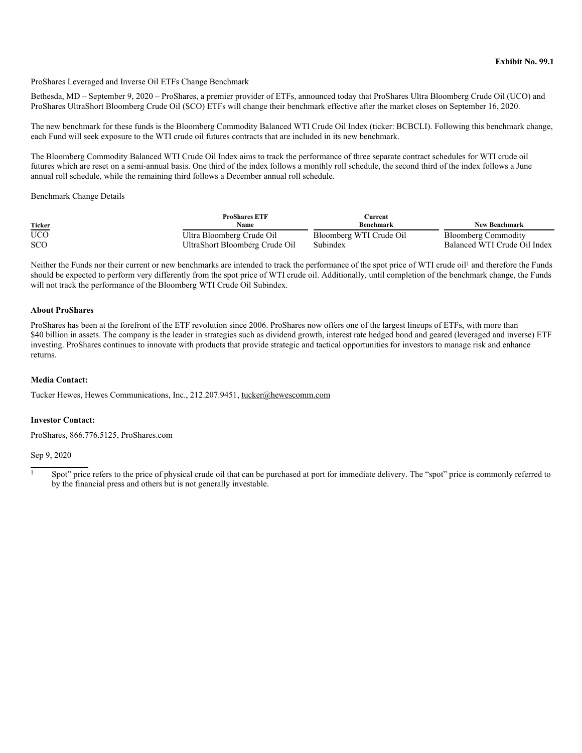**Exhibit No. 99.1**

ProShares Leveraged and Inverse Oil ETFs Change Benchmark

Bethesda, MD – September 9, 2020 – ProShares, a premier provider of ETFs, announced today that ProShares Ultra Bloomberg Crude Oil (UCO) and ProShares UltraShort Bloomberg Crude Oil (SCO) ETFs will change their benchmark effective after the market closes on September 16, 2020.

The new benchmark for these funds is the Bloomberg Commodity Balanced WTI Crude Oil Index (ticker: BCBCLI). Following this benchmark change, each Fund will seek exposure to the WTI crude oil futures contracts that are included in its new benchmark.

The Bloomberg Commodity Balanced WTI Crude Oil Index aims to track the performance of three separate contract schedules for WTI crude oil futures which are reset on a semi-annual basis. One third of the index follows a monthly roll schedule, the second third of the index follows a June annual roll schedule, while the remaining third follows a December annual roll schedule.

Benchmark Change Details

| Ticker | ProShares ETF Name | Current Benchmark | New Benchmark |
|---|---|---|---|
| UCO | Ultra Bloomberg Crude Oil | Bloomberg WTI Crude Oil | Bloomberg Commodity |
| SCO | UltraShort Bloomberg Crude Oil | Subindex | Balanced WTI Crude Oil Index |

Neither the Funds nor their current or new benchmarks are intended to track the performance of the spot price of WTI crude oil[1] and therefore the Funds should be expected to perform very differently from the spot price of WTI crude oil. Additionally, until completion of the benchmark change, the Funds will not track the performance of the Bloomberg WTI Crude Oil Subindex.

**About ProShares**

ProShares has been at the forefront of the ETF revolution since 2006. ProShares now offers one of the largest lineups of ETFs, with more than $40 billion in assets. The company is the leader in strategies such as dividend growth, interest rate hedged bond and geared (leveraged and inverse) ETF investing. ProShares continues to innovate with products that provide strategic and tactical opportunities for investors to manage risk and enhance returns.

**Media Contact:**

Tucker Hewes, Hewes Communications, Inc., 212.207.9451, tucker@hewescomm.com

**Investor Contact:**

ProShares, 866.776.5125, ProShares.com

Sep 9, 2020

[1] Spot" price refers to the price of physical crude oil that can be purchased at port for immediate delivery. The "spot" price is commonly referred to by the financial press and others but is not generally investable.